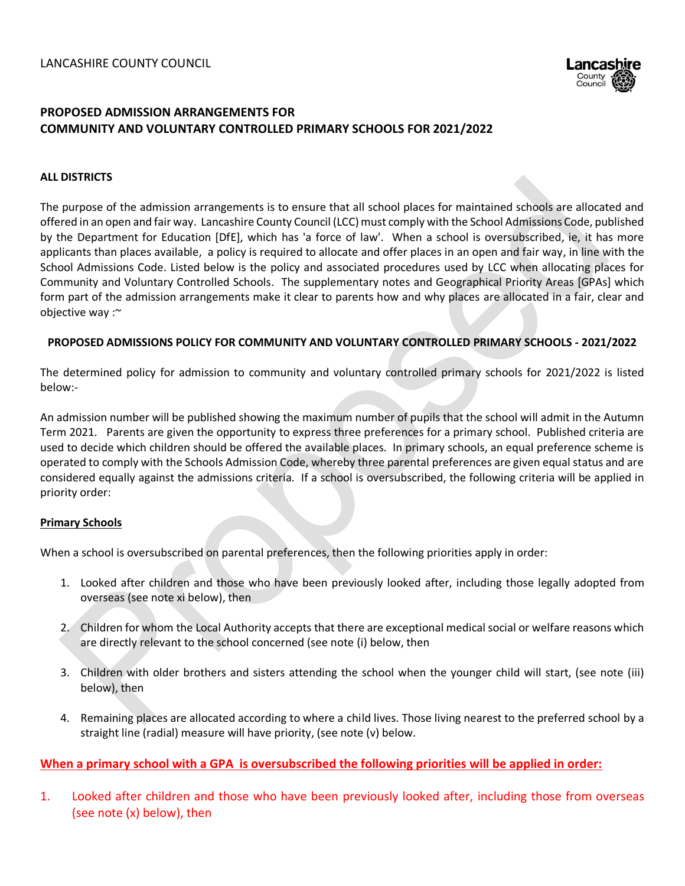LANCASHIRE COUNTY COUNCIL

# PROPOSED ADMISSION ARRANGEMENTS FOR COMMUNITY AND VOLUNTARY CONTROLLED PRIMARY SCHOOLS FOR 2021/2022

**ALL DISTRICTS**

The purpose of the admission arrangements is to ensure that all school places for maintained schools are allocated and offered in an open and fair way. Lancashire County Council (LCC) must comply with the School Admissions Code, published by the Department for Education [DfE], which has 'a force of law'. When a school is oversubscribed, ie, it has more applicants than places available, a policy is required to allocate and offer places in an open and fair way, in line with the School Admissions Code. Listed below is the policy and associated procedures used by LCC when allocating places for Community and Voluntary Controlled Schools. The supplementary notes and Geographical Priority Areas [GPAs] which form part of the admission arrangements make it clear to parents how and why places are allocated in a fair, clear and objective way :~

## PROPOSED ADMISSIONS POLICY FOR COMMUNITY AND VOLUNTARY CONTROLLED PRIMARY SCHOOLS - 2021/2022

The determined policy for admission to community and voluntary controlled primary schools for 2021/2022 is listed below:-

An admission number will be published showing the maximum number of pupils that the school will admit in the Autumn Term 2021. Parents are given the opportunity to express three preferences for a primary school. Published criteria are used to decide which children should be offered the available places. In primary schools, an equal preference scheme is operated to comply with the Schools Admission Code, whereby three parental preferences are given equal status and are considered equally against the admissions criteria. If a school is oversubscribed, the following criteria will be applied in priority order:

**Primary Schools**

When a school is oversubscribed on parental preferences, then the following priorities apply in order:

1. Looked after children and those who have been previously looked after, including those legally adopted from overseas (see note xi below), then
2. Children for whom the Local Authority accepts that there are exceptional medical social or welfare reasons which are directly relevant to the school concerned (see note (i) below, then
3. Children with older brothers and sisters attending the school when the younger child will start, (see note (iii) below), then
4. Remaining places are allocated according to where a child lives. Those living nearest to the preferred school by a straight line (radial) measure will have priority, (see note (v) below.

**When a primary school with a GPA is oversubscribed the following priorities will be applied in order:**

1. Looked after children and those who have been previously looked after, including those from overseas (see note (x) below), then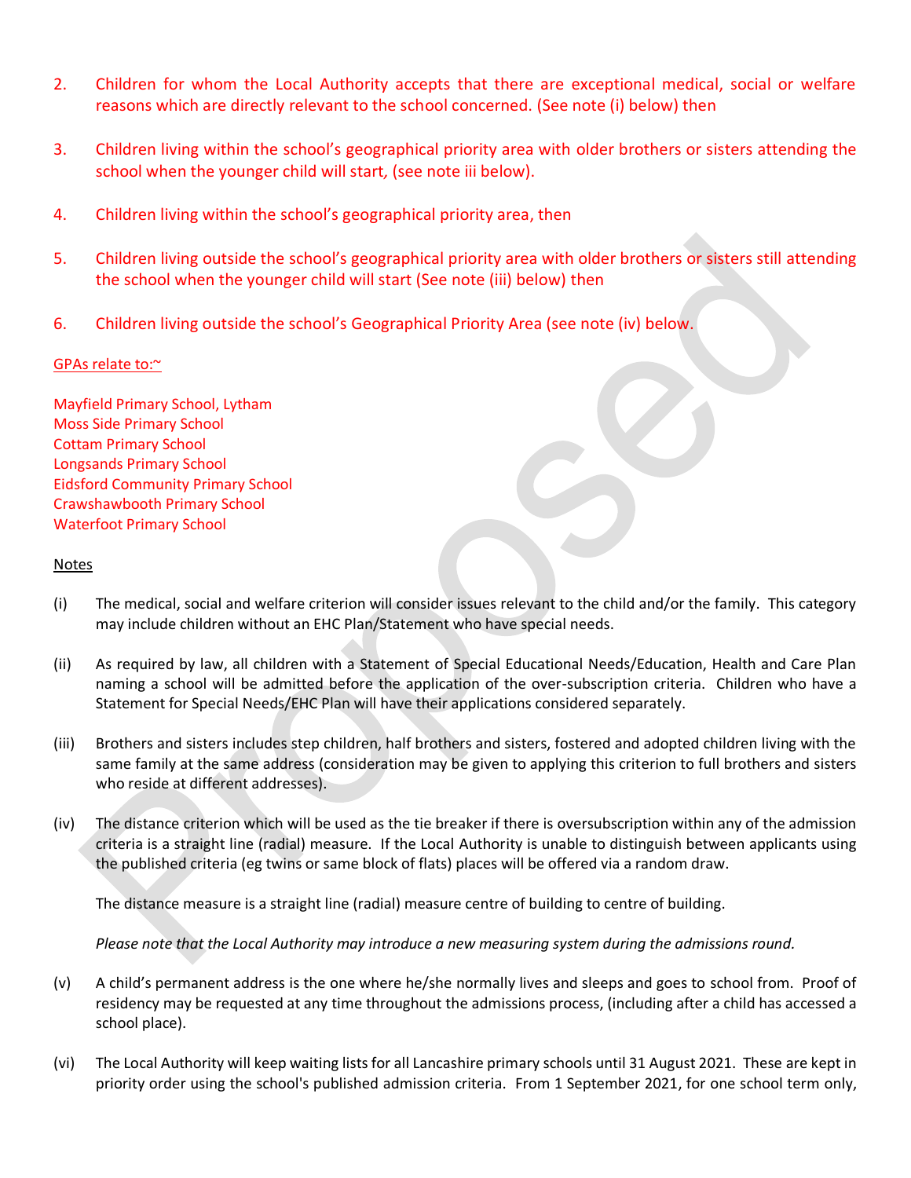2. Children for whom the Local Authority accepts that there are exceptional medical, social or welfare reasons which are directly relevant to the school concerned. (See note (i) below) then

3. Children living within the school's geographical priority area with older brothers or sisters attending the school when the younger child will start, (see note iii below).

4. Children living within the school's geographical priority area, then

5. Children living outside the school's geographical priority area with older brothers or sisters still attending the school when the younger child will start (See note (iii) below) then

6. Children living outside the school's Geographical Priority Area (see note (iv) below.

GPAs relate to:~

Mayfield Primary School, Lytham
Moss Side Primary School
Cottam Primary School
Longsands Primary School
Eidsford Community Primary School
Crawshawbooth Primary School
Waterfoot Primary School

Notes

(i) The medical, social and welfare criterion will consider issues relevant to the child and/or the family. This category may include children without an EHC Plan/Statement who have special needs.

(ii) As required by law, all children with a Statement of Special Educational Needs/Education, Health and Care Plan naming a school will be admitted before the application of the over-subscription criteria. Children who have a Statement for Special Needs/EHC Plan will have their applications considered separately.

(iii) Brothers and sisters includes step children, half brothers and sisters, fostered and adopted children living with the same family at the same address (consideration may be given to applying this criterion to full brothers and sisters who reside at different addresses).

(iv) The distance criterion which will be used as the tie breaker if there is oversubscription within any of the admission criteria is a straight line (radial) measure. If the Local Authority is unable to distinguish between applicants using the published criteria (eg twins or same block of flats) places will be offered via a random draw.

The distance measure is a straight line (radial) measure centre of building to centre of building.

*Please note that the Local Authority may introduce a new measuring system during the admissions round.*

(v) A child's permanent address is the one where he/she normally lives and sleeps and goes to school from. Proof of residency may be requested at any time throughout the admissions process, (including after a child has accessed a school place).

(vi) The Local Authority will keep waiting lists for all Lancashire primary schools until 31 August 2021. These are kept in priority order using the school's published admission criteria. From 1 September 2021, for one school term only,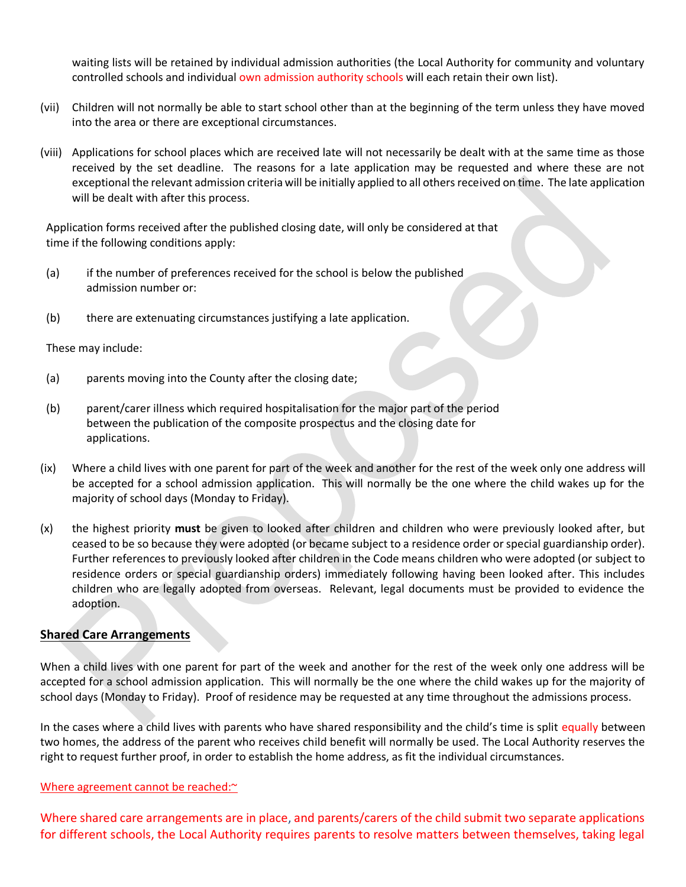waiting lists will be retained by individual admission authorities (the Local Authority for community and voluntary controlled schools and individual own admission authority schools will each retain their own list).

(vii) Children will not normally be able to start school other than at the beginning of the term unless they have moved into the area or there are exceptional circumstances.

(viii) Applications for school places which are received late will not necessarily be dealt with at the same time as those received by the set deadline. The reasons for a late application may be requested and where these are not exceptional the relevant admission criteria will be initially applied to all others received on time. The late application will be dealt with after this process.

Application forms received after the published closing date, will only be considered at that time if the following conditions apply:

(a) if the number of preferences received for the school is below the published admission number or:

(b) there are extenuating circumstances justifying a late application.

These may include:

(a) parents moving into the County after the closing date;

(b) parent/carer illness which required hospitalisation for the major part of the period between the publication of the composite prospectus and the closing date for applications.

(ix) Where a child lives with one parent for part of the week and another for the rest of the week only one address will be accepted for a school admission application. This will normally be the one where the child wakes up for the majority of school days (Monday to Friday).

(x) the highest priority **must** be given to looked after children and children who were previously looked after, but ceased to be so because they were adopted (or became subject to a residence order or special guardianship order). Further references to previously looked after children in the Code means children who were adopted (or subject to residence orders or special guardianship orders) immediately following having been looked after. This includes children who are legally adopted from overseas. Relevant, legal documents must be provided to evidence the adoption.

## Shared Care Arrangements

When a child lives with one parent for part of the week and another for the rest of the week only one address will be accepted for a school admission application. This will normally be the one where the child wakes up for the majority of school days (Monday to Friday). Proof of residence may be requested at any time throughout the admissions process.

In the cases where a child lives with parents who have shared responsibility and the child's time is split equally between two homes, the address of the parent who receives child benefit will normally be used. The Local Authority reserves the right to request further proof, in order to establish the home address, as fit the individual circumstances.

Where agreement cannot be reached:~

Where shared care arrangements are in place, and parents/carers of the child submit two separate applications for different schools, the Local Authority requires parents to resolve matters between themselves, taking legal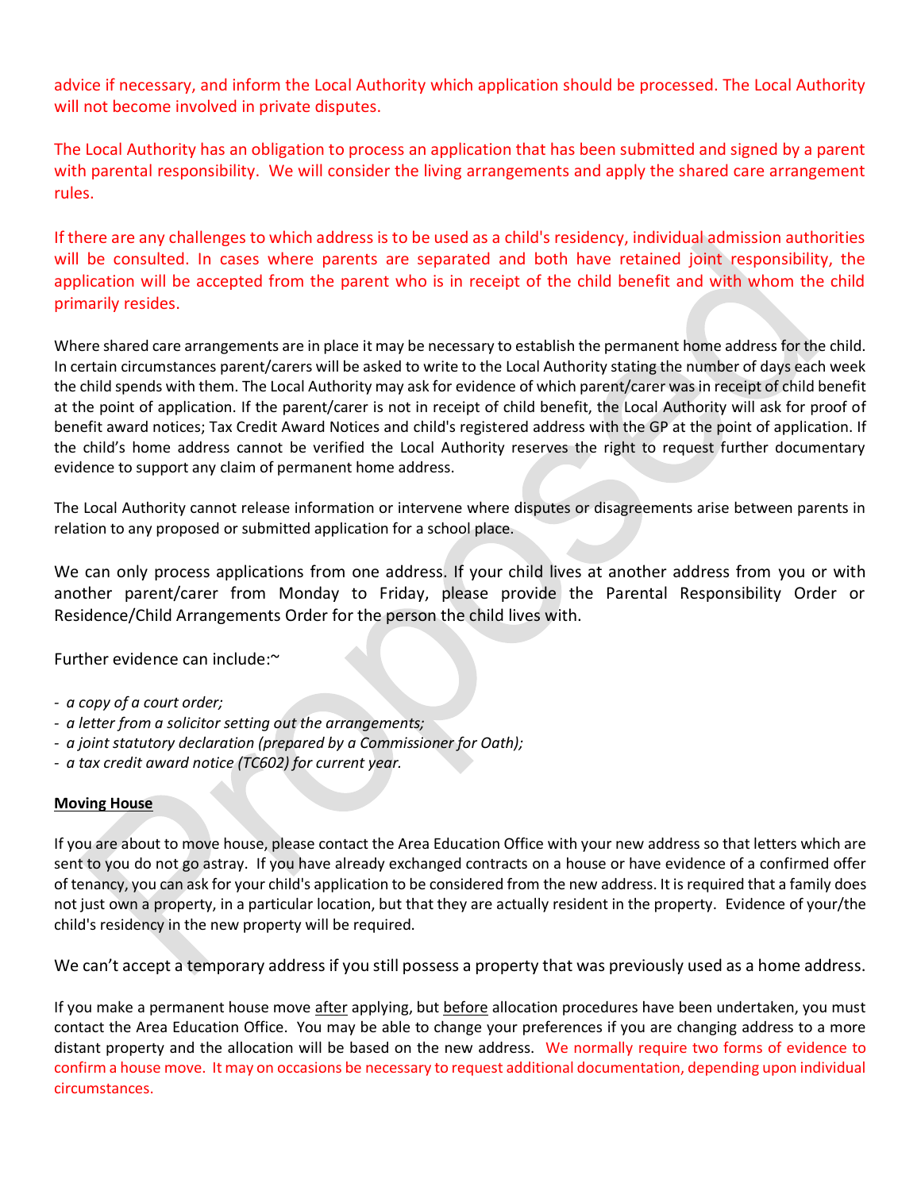advice if necessary, and inform the Local Authority which application should be processed. The Local Authority will not become involved in private disputes.

The Local Authority has an obligation to process an application that has been submitted and signed by a parent with parental responsibility. We will consider the living arrangements and apply the shared care arrangement rules.

If there are any challenges to which address is to be used as a child's residency, individual admission authorities will be consulted. In cases where parents are separated and both have retained joint responsibility, the application will be accepted from the parent who is in receipt of the child benefit and with whom the child primarily resides.

Where shared care arrangements are in place it may be necessary to establish the permanent home address for the child. In certain circumstances parent/carers will be asked to write to the Local Authority stating the number of days each week the child spends with them. The Local Authority may ask for evidence of which parent/carer was in receipt of child benefit at the point of application. If the parent/carer is not in receipt of child benefit, the Local Authority will ask for proof of benefit award notices; Tax Credit Award Notices and child's registered address with the GP at the point of application. If the child's home address cannot be verified the Local Authority reserves the right to request further documentary evidence to support any claim of permanent home address.

The Local Authority cannot release information or intervene where disputes or disagreements arise between parents in relation to any proposed or submitted application for a school place.

We can only process applications from one address. If your child lives at another address from you or with another parent/carer from Monday to Friday, please provide the Parental Responsibility Order or Residence/Child Arrangements Order for the person the child lives with.

Further evidence can include:~

- *a copy of a court order;*
- *a letter from a solicitor setting out the arrangements;*
- *a joint statutory declaration (prepared by a Commissioner for Oath);*
- *a tax credit award notice (TC602) for current year.*

**Moving House**

If you are about to move house, please contact the Area Education Office with your new address so that letters which are sent to you do not go astray. If you have already exchanged contracts on a house or have evidence of a confirmed offer of tenancy, you can ask for your child's application to be considered from the new address. It is required that a family does not just own a property, in a particular location, but that they are actually resident in the property. Evidence of your/the child's residency in the new property will be required.

We can't accept a temporary address if you still possess a property that was previously used as a home address.

If you make a permanent house move after applying, but before allocation procedures have been undertaken, you must contact the Area Education Office. You may be able to change your preferences if you are changing address to a more distant property and the allocation will be based on the new address. We normally require two forms of evidence to confirm a house move. It may on occasions be necessary to request additional documentation, depending upon individual circumstances.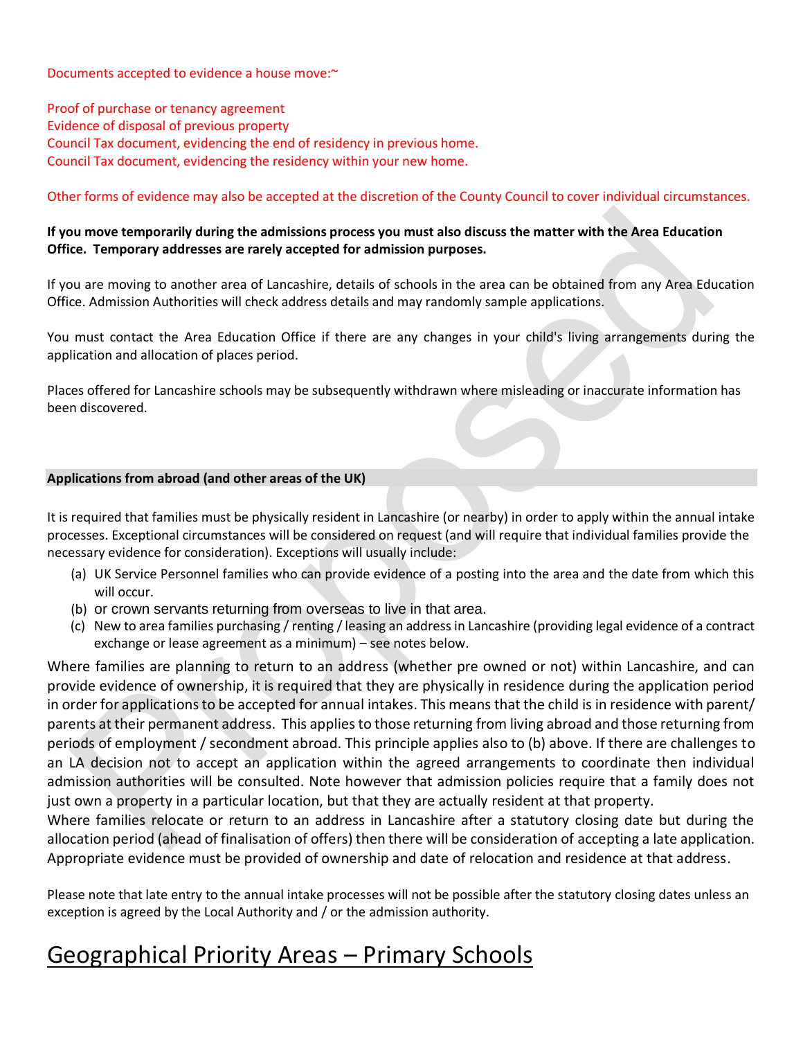Documents accepted to evidence a house move:~

Proof of purchase or tenancy agreement
Evidence of disposal of previous property
Council Tax document, evidencing the end of residency in previous home.
Council Tax document, evidencing the residency within your new home.

Other forms of evidence may also be accepted at the discretion of the County Council to cover individual circumstances.

**If you move temporarily during the admissions process you must also discuss the matter with the Area Education Office. Temporary addresses are rarely accepted for admission purposes.**

If you are moving to another area of Lancashire, details of schools in the area can be obtained from any Area Education Office. Admission Authorities will check address details and may randomly sample applications.

You must contact the Area Education Office if there are any changes in your child's living arrangements during the application and allocation of places period.

Places offered for Lancashire schools may be subsequently withdrawn where misleading or inaccurate information has been discovered.

**Applications from abroad (and other areas of the UK)**

It is required that families must be physically resident in Lancashire (or nearby) in order to apply within the annual intake processes. Exceptional circumstances will be considered on request (and will require that individual families provide the necessary evidence for consideration). Exceptions will usually include:

(a) UK Service Personnel families who can provide evidence of a posting into the area and the date from which this will occur.
(b) or crown servants returning from overseas to live in that area.
(c) New to area families purchasing / renting / leasing an address in Lancashire (providing legal evidence of a contract exchange or lease agreement as a minimum) – see notes below.

Where families are planning to return to an address (whether pre owned or not) within Lancashire, and can provide evidence of ownership, it is required that they are physically in residence during the application period in order for applications to be accepted for annual intakes. This means that the child is in residence with parent/ parents at their permanent address. This applies to those returning from living abroad and those returning from periods of employment / secondment abroad. This principle applies also to (b) above. If there are challenges to an LA decision not to accept an application within the agreed arrangements to coordinate then individual admission authorities will be consulted. Note however that admission policies require that a family does not just own a property in a particular location, but that they are actually resident at that property.
Where families relocate or return to an address in Lancashire after a statutory closing date but during the allocation period (ahead of finalisation of offers) then there will be consideration of accepting a late application. Appropriate evidence must be provided of ownership and date of relocation and residence at that address.

Please note that late entry to the annual intake processes will not be possible after the statutory closing dates unless an exception is agreed by the Local Authority and / or the admission authority.

# Geographical Priority Areas – Primary Schools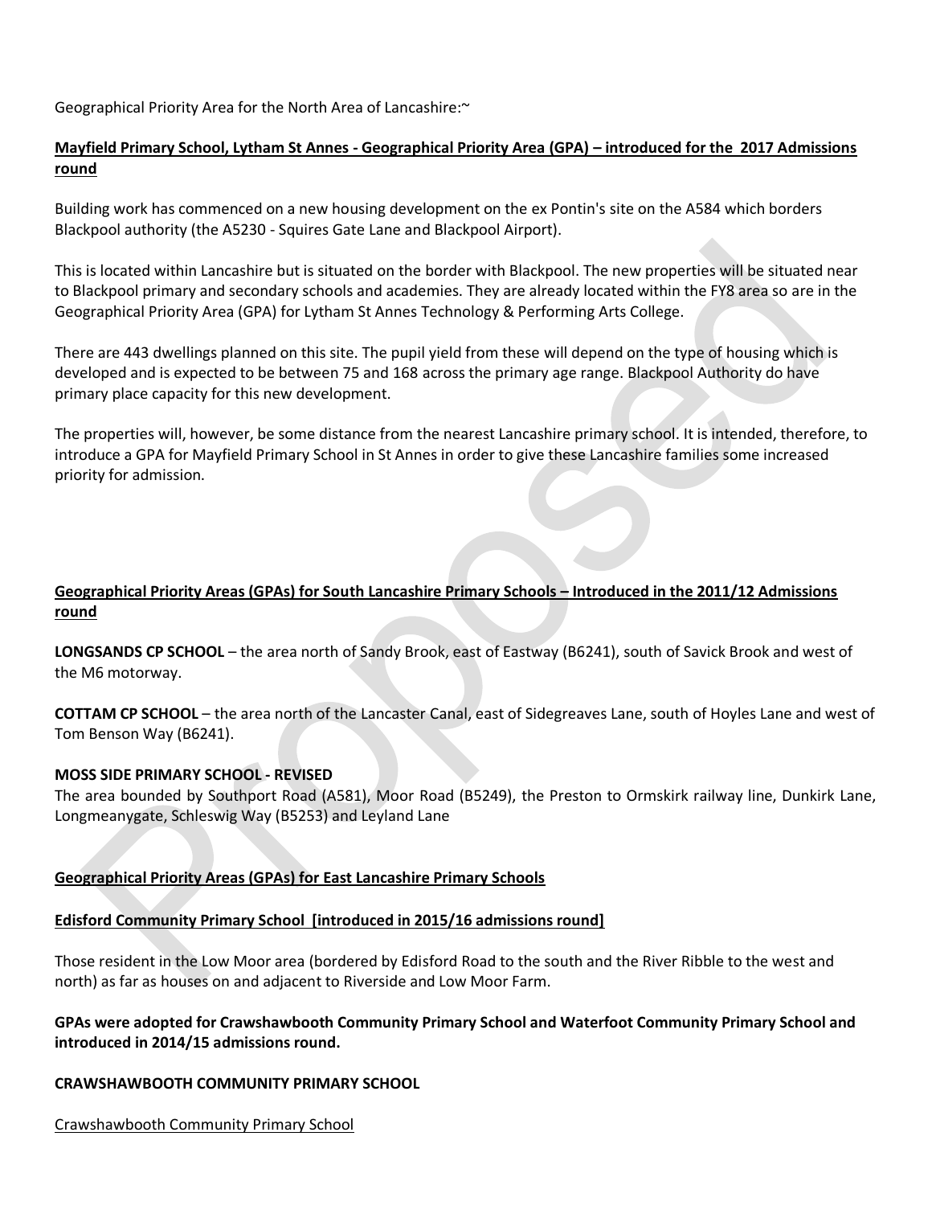Geographical Priority Area for the North Area of Lancashire:~

**Mayfield Primary School, Lytham St Annes - Geographical Priority Area (GPA) – introduced for the 2017 Admissions round**

Building work has commenced on a new housing development on the ex Pontin's site on the A584 which borders Blackpool authority (the A5230 - Squires Gate Lane and Blackpool Airport).

This is located within Lancashire but is situated on the border with Blackpool. The new properties will be situated near to Blackpool primary and secondary schools and academies. They are already located within the FY8 area so are in the Geographical Priority Area (GPA) for Lytham St Annes Technology & Performing Arts College.

There are 443 dwellings planned on this site. The pupil yield from these will depend on the type of housing which is developed and is expected to be between 75 and 168 across the primary age range. Blackpool Authority do have primary place capacity for this new development.

The properties will, however, be some distance from the nearest Lancashire primary school. It is intended, therefore, to introduce a GPA for Mayfield Primary School in St Annes in order to give these Lancashire families some increased priority for admission.

**Geographical Priority Areas (GPAs) for South Lancashire Primary Schools – Introduced in the 2011/12 Admissions round**

**LONGSANDS CP SCHOOL** – the area north of Sandy Brook, east of Eastway (B6241), south of Savick Brook and west of the M6 motorway.

**COTTAM CP SCHOOL** – the area north of the Lancaster Canal, east of Sidegreaves Lane, south of Hoyles Lane and west of Tom Benson Way (B6241).

**MOSS SIDE PRIMARY SCHOOL - REVISED**

The area bounded by Southport Road (A581), Moor Road (B5249), the Preston to Ormskirk railway line, Dunkirk Lane, Longmeanygate, Schleswig Way (B5253) and Leyland Lane

**Geographical Priority Areas (GPAs) for East Lancashire Primary Schools**

**Edisford Community Primary School [introduced in 2015/16 admissions round]**

Those resident in the Low Moor area (bordered by Edisford Road to the south and the River Ribble to the west and north) as far as houses on and adjacent to Riverside and Low Moor Farm.

**GPAs were adopted for Crawshawbooth Community Primary School and Waterfoot Community Primary School and introduced in 2014/15 admissions round.**

**CRAWSHAWBOOTH COMMUNITY PRIMARY SCHOOL**

Crawshawbooth Community Primary School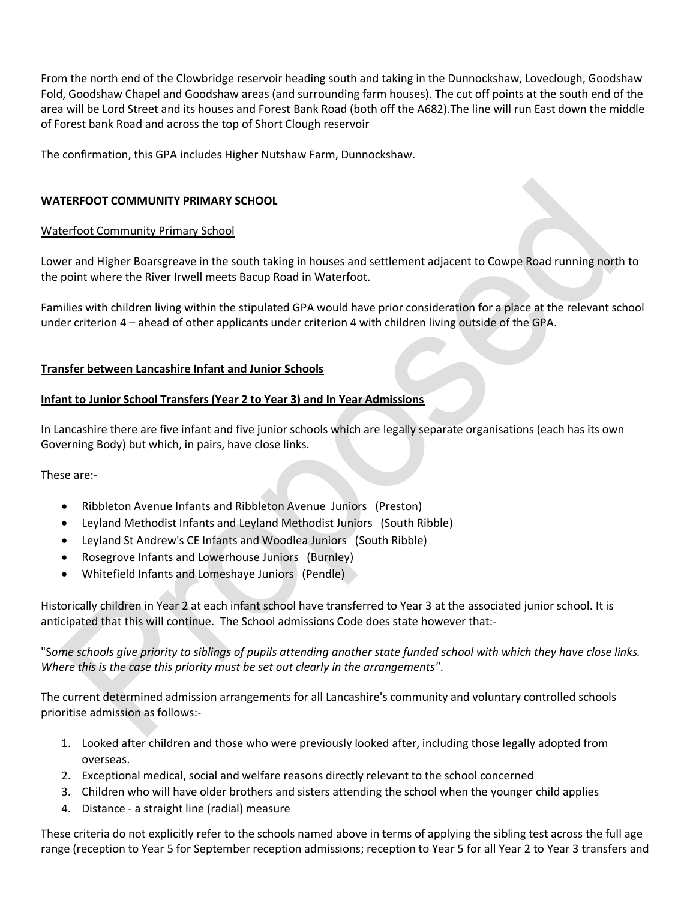From the north end of the Clowbridge reservoir heading south and taking in the Dunnockshaw, Loveclough, Goodshaw Fold, Goodshaw Chapel and Goodshaw areas (and surrounding farm houses). The cut off points at the south end of the area will be Lord Street and its houses and Forest Bank Road (both off the A682).The line will run East down the middle of Forest bank Road and across the top of Short Clough reservoir

The confirmation, this GPA includes Higher Nutshaw Farm, Dunnockshaw.

**WATERFOOT COMMUNITY PRIMARY SCHOOL**

Waterfoot Community Primary School

Lower and Higher Boarsgreave in the south taking in houses and settlement adjacent to Cowpe Road running north to the point where the River Irwell meets Bacup Road in Waterfoot.

Families with children living within the stipulated GPA would have prior consideration for a place at the relevant school under criterion 4 – ahead of other applicants under criterion 4 with children living outside of the GPA.

**Transfer between Lancashire Infant and Junior Schools**

**Infant to Junior School Transfers (Year 2 to Year 3) and In Year Admissions**

In Lancashire there are five infant and five junior schools which are legally separate organisations (each has its own Governing Body) but which, in pairs, have close links.

These are:-

- Ribbleton Avenue Infants and Ribbleton Avenue Juniors (Preston)
- Leyland Methodist Infants and Leyland Methodist Juniors (South Ribble)
- Leyland St Andrew's CE Infants and Woodlea Juniors (South Ribble)
- Rosegrove Infants and Lowerhouse Juniors (Burnley)
- Whitefield Infants and Lomeshaye Juniors (Pendle)

Historically children in Year 2 at each infant school have transferred to Year 3 at the associated junior school. It is anticipated that this will continue. The School admissions Code does state however that:-

"*Some schools give priority to siblings of pupils attending another state funded school with which they have close links. Where this is the case this priority must be set out clearly in the arrangements*".

The current determined admission arrangements for all Lancashire's community and voluntary controlled schools prioritise admission as follows:-

1. Looked after children and those who were previously looked after, including those legally adopted from overseas.
2. Exceptional medical, social and welfare reasons directly relevant to the school concerned
3. Children who will have older brothers and sisters attending the school when the younger child applies
4. Distance - a straight line (radial) measure

These criteria do not explicitly refer to the schools named above in terms of applying the sibling test across the full age range (reception to Year 5 for September reception admissions; reception to Year 5 for all Year 2 to Year 3 transfers and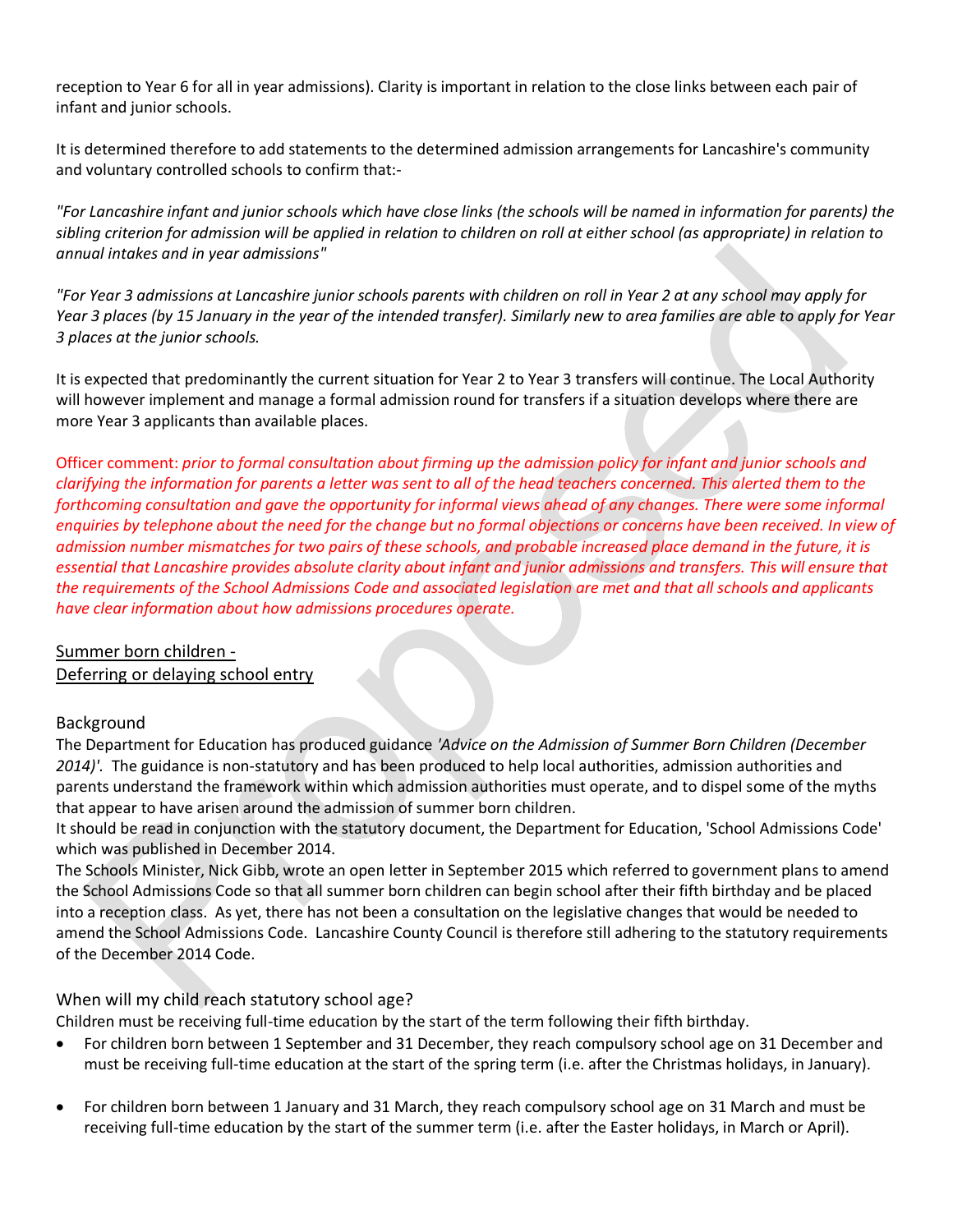reception to Year 6 for all in year admissions). Clarity is important in relation to the close links between each pair of infant and junior schools.

It is determined therefore to add statements to the determined admission arrangements for Lancashire's community and voluntary controlled schools to confirm that:-

*"For Lancashire infant and junior schools which have close links (the schools will be named in information for parents) the sibling criterion for admission will be applied in relation to children on roll at either school (as appropriate) in relation to annual intakes and in year admissions"*

*"For Year 3 admissions at Lancashire junior schools parents with children on roll in Year 2 at any school may apply for Year 3 places (by 15 January in the year of the intended transfer). Similarly new to area families are able to apply for Year 3 places at the junior schools.*

It is expected that predominantly the current situation for Year 2 to Year 3 transfers will continue. The Local Authority will however implement and manage a formal admission round for transfers if a situation develops where there are more Year 3 applicants than available places.

Officer comment: *prior to formal consultation about firming up the admission policy for infant and junior schools and clarifying the information for parents a letter was sent to all of the head teachers concerned. This alerted them to the forthcoming consultation and gave the opportunity for informal views ahead of any changes. There were some informal enquiries by telephone about the need for the change but no formal objections or concerns have been received. In view of admission number mismatches for two pairs of these schools, and probable increased place demand in the future, it is essential that Lancashire provides absolute clarity about infant and junior admissions and transfers. This will ensure that the requirements of the School Admissions Code and associated legislation are met and that all schools and applicants have clear information about how admissions procedures operate.*

## Summer born children - Deferring or delaying school entry

### Background

The Department for Education has produced guidance *'Advice on the Admission of Summer Born Children (December 2014)'.* The guidance is non-statutory and has been produced to help local authorities, admission authorities and parents understand the framework within which admission authorities must operate, and to dispel some of the myths that appear to have arisen around the admission of summer born children.

It should be read in conjunction with the statutory document, the Department for Education, 'School Admissions Code' which was published in December 2014.

The Schools Minister, Nick Gibb, wrote an open letter in September 2015 which referred to government plans to amend the School Admissions Code so that all summer born children can begin school after their fifth birthday and be placed into a reception class. As yet, there has not been a consultation on the legislative changes that would be needed to amend the School Admissions Code. Lancashire County Council is therefore still adhering to the statutory requirements of the December 2014 Code.

### When will my child reach statutory school age?

Children must be receiving full-time education by the start of the term following their fifth birthday.

- For children born between 1 September and 31 December, they reach compulsory school age on 31 December and must be receiving full-time education at the start of the spring term (i.e. after the Christmas holidays, in January).
- For children born between 1 January and 31 March, they reach compulsory school age on 31 March and must be receiving full-time education by the start of the summer term (i.e. after the Easter holidays, in March or April).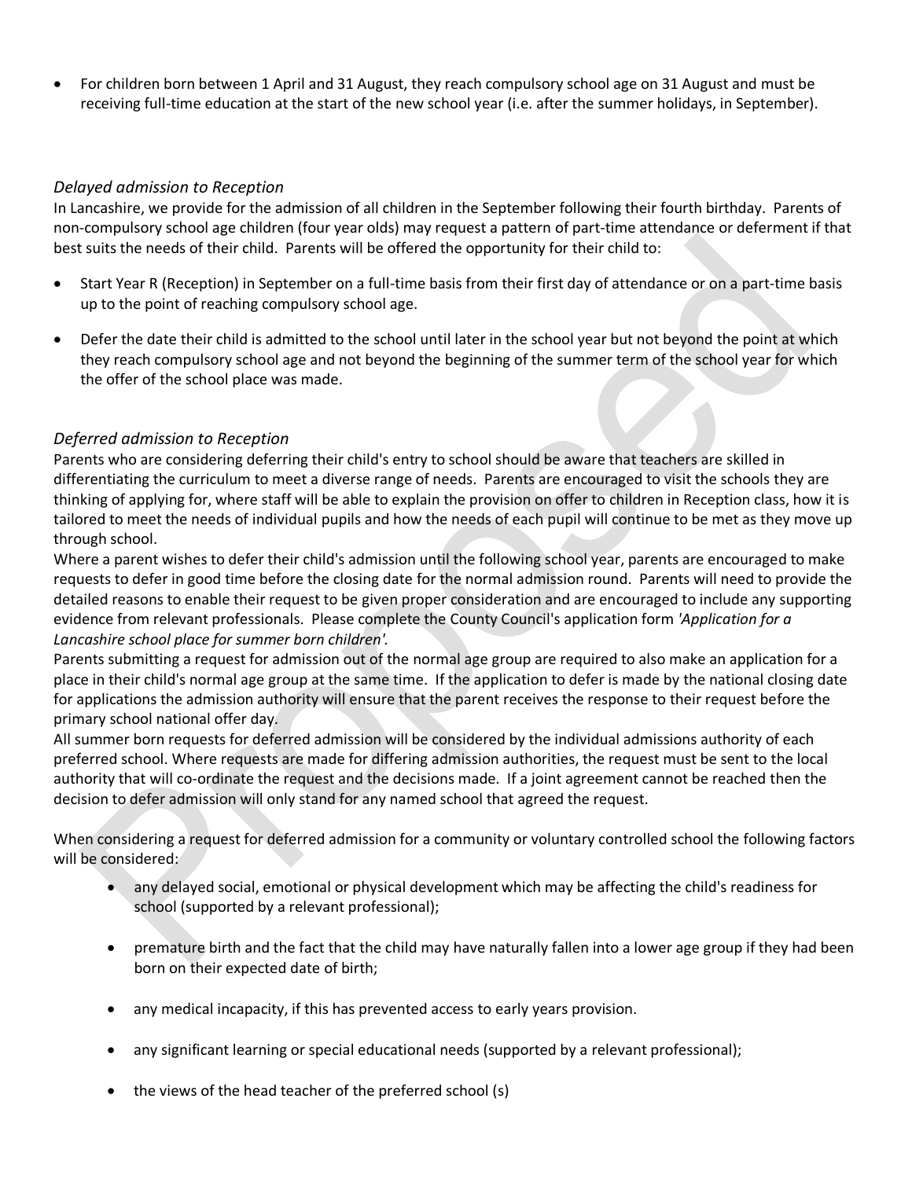- For children born between 1 April and 31 August, they reach compulsory school age on 31 August and must be receiving full-time education at the start of the new school year (i.e. after the summer holidays, in September).

### *Delayed admission to Reception*

In Lancashire, we provide for the admission of all children in the September following their fourth birthday. Parents of non-compulsory school age children (four year olds) may request a pattern of part-time attendance or deferment if that best suits the needs of their child. Parents will be offered the opportunity for their child to:

- Start Year R (Reception) in September on a full-time basis from their first day of attendance or on a part-time basis up to the point of reaching compulsory school age.
- Defer the date their child is admitted to the school until later in the school year but not beyond the point at which they reach compulsory school age and not beyond the beginning of the summer term of the school year for which the offer of the school place was made.

### *Deferred admission to Reception*

Parents who are considering deferring their child's entry to school should be aware that teachers are skilled in differentiating the curriculum to meet a diverse range of needs. Parents are encouraged to visit the schools they are thinking of applying for, where staff will be able to explain the provision on offer to children in Reception class, how it is tailored to meet the needs of individual pupils and how the needs of each pupil will continue to be met as they move up through school.

Where a parent wishes to defer their child's admission until the following school year, parents are encouraged to make requests to defer in good time before the closing date for the normal admission round. Parents will need to provide the detailed reasons to enable their request to be given proper consideration and are encouraged to include any supporting evidence from relevant professionals. Please complete the County Council's application form *'Application for a Lancashire school place for summer born children'.*

Parents submitting a request for admission out of the normal age group are required to also make an application for a place in their child's normal age group at the same time. If the application to defer is made by the national closing date for applications the admission authority will ensure that the parent receives the response to their request before the primary school national offer day.

All summer born requests for deferred admission will be considered by the individual admissions authority of each preferred school. Where requests are made for differing admission authorities, the request must be sent to the local authority that will co-ordinate the request and the decisions made. If a joint agreement cannot be reached then the decision to defer admission will only stand for any named school that agreed the request.

When considering a request for deferred admission for a community or voluntary controlled school the following factors will be considered:

- any delayed social, emotional or physical development which may be affecting the child's readiness for school (supported by a relevant professional);
- premature birth and the fact that the child may have naturally fallen into a lower age group if they had been born on their expected date of birth;
- any medical incapacity, if this has prevented access to early years provision.
- any significant learning or special educational needs (supported by a relevant professional);
- the views of the head teacher of the preferred school (s)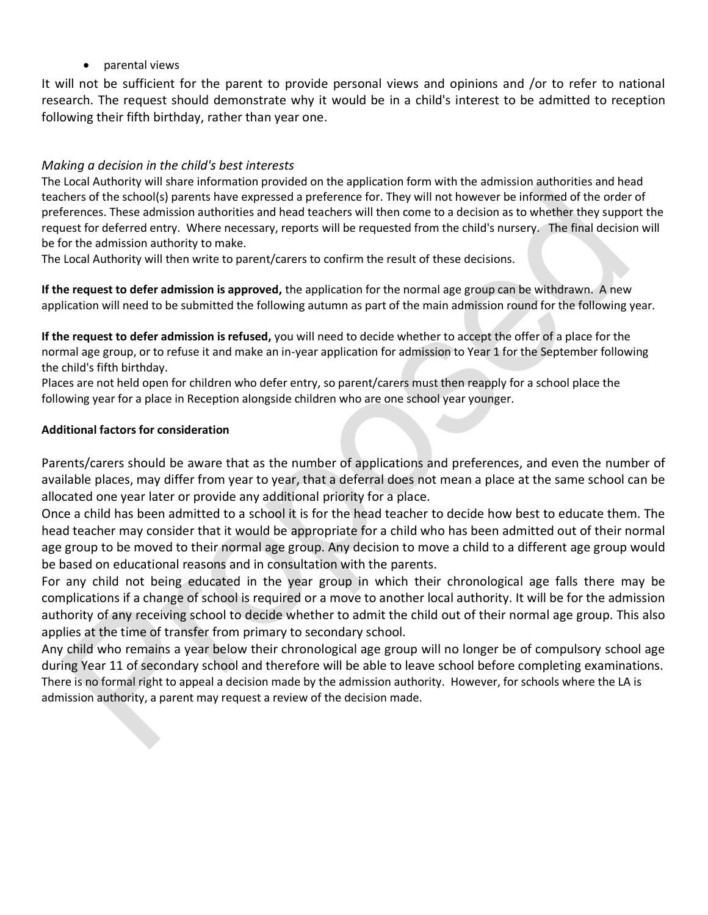- parental views

It will not be sufficient for the parent to provide personal views and opinions and /or to refer to national research. The request should demonstrate why it would be in a child's interest to be admitted to reception following their fifth birthday, rather than year one.

*Making a decision in the child's best interests*

The Local Authority will share information provided on the application form with the admission authorities and head teachers of the school(s) parents have expressed a preference for. They will not however be informed of the order of preferences. These admission authorities and head teachers will then come to a decision as to whether they support the request for deferred entry. Where necessary, reports will be requested from the child's nursery. The final decision will be for the admission authority to make.

The Local Authority will then write to parent/carers to confirm the result of these decisions.

**If the request to defer admission is approved,** the application for the normal age group can be withdrawn. A new application will need to be submitted the following autumn as part of the main admission round for the following year.

**If the request to defer admission is refused,** you will need to decide whether to accept the offer of a place for the normal age group, or to refuse it and make an in-year application for admission to Year 1 for the September following the child's fifth birthday.

Places are not held open for children who defer entry, so parent/carers must then reapply for a school place the following year for a place in Reception alongside children who are one school year younger.

**Additional factors for consideration**

Parents/carers should be aware that as the number of applications and preferences, and even the number of available places, may differ from year to year, that a deferral does not mean a place at the same school can be allocated one year later or provide any additional priority for a place.

Once a child has been admitted to a school it is for the head teacher to decide how best to educate them. The head teacher may consider that it would be appropriate for a child who has been admitted out of their normal age group to be moved to their normal age group. Any decision to move a child to a different age group would be based on educational reasons and in consultation with the parents.

For any child not being educated in the year group in which their chronological age falls there may be complications if a change of school is required or a move to another local authority. It will be for the admission authority of any receiving school to decide whether to admit the child out of their normal age group. This also applies at the time of transfer from primary to secondary school.

Any child who remains a year below their chronological age group will no longer be of compulsory school age during Year 11 of secondary school and therefore will be able to leave school before completing examinations.

There is no formal right to appeal a decision made by the admission authority. However, for schools where the LA is admission authority, a parent may request a review of the decision made.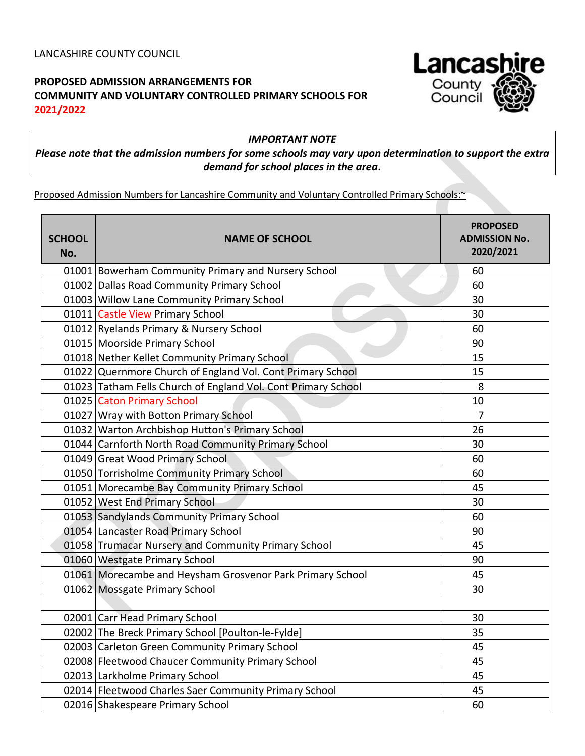LANCASHIRE COUNTY COUNCIL

**PROPOSED ADMISSION ARRANGEMENTS FOR COMMUNITY AND VOLUNTARY CONTROLLED PRIMARY SCHOOLS FOR 2021/2022**

***IMPORTANT NOTE***

***Please note that the admission numbers for some schools may vary upon determination to support the extra demand for school places in the area.***

Proposed Admission Numbers for Lancashire Community and Voluntary Controlled Primary Schools:~

| SCHOOL No. | NAME OF SCHOOL | PROPOSED ADMISSION No. 2020/2021 |
|---|---|---|
| 01001 | Bowerham Community Primary and Nursery School | 60 |
| 01002 | Dallas Road Community Primary School | 60 |
| 01003 | Willow Lane Community Primary School | 30 |
| 01011 | Castle View Primary School | 30 |
| 01012 | Ryelands Primary & Nursery School | 60 |
| 01015 | Moorside Primary School | 90 |
| 01018 | Nether Kellet Community Primary School | 15 |
| 01022 | Quernmore Church of England Vol. Cont Primary School | 15 |
| 01023 | Tatham Fells Church of England Vol. Cont Primary School | 8 |
| 01025 | Caton Primary School | 10 |
| 01027 | Wray with Botton Primary School | 7 |
| 01032 | Warton Archbishop Hutton's Primary School | 26 |
| 01044 | Carnforth North Road Community Primary School | 30 |
| 01049 | Great Wood Primary School | 60 |
| 01050 | Torrisholme Community Primary School | 60 |
| 01051 | Morecambe Bay Community Primary School | 45 |
| 01052 | West End Primary School | 30 |
| 01053 | Sandylands Community Primary School | 60 |
| 01054 | Lancaster Road Primary School | 90 |
| 01058 | Trumacar Nursery and Community Primary School | 45 |
| 01060 | Westgate Primary School | 90 |
| 01061 | Morecambe and Heysham Grosvenor Park Primary School | 45 |
| 01062 | Mossgate Primary School | 30 |
| | | |
| 02001 | Carr Head Primary School | 30 |
| 02002 | The Breck Primary School [Poulton-le-Fylde] | 35 |
| 02003 | Carleton Green Community Primary School | 45 |
| 02008 | Fleetwood Chaucer Community Primary School | 45 |
| 02013 | Larkholme Primary School | 45 |
| 02014 | Fleetwood Charles Saer Community Primary School | 45 |
| 02016 | Shakespeare Primary School | 60 |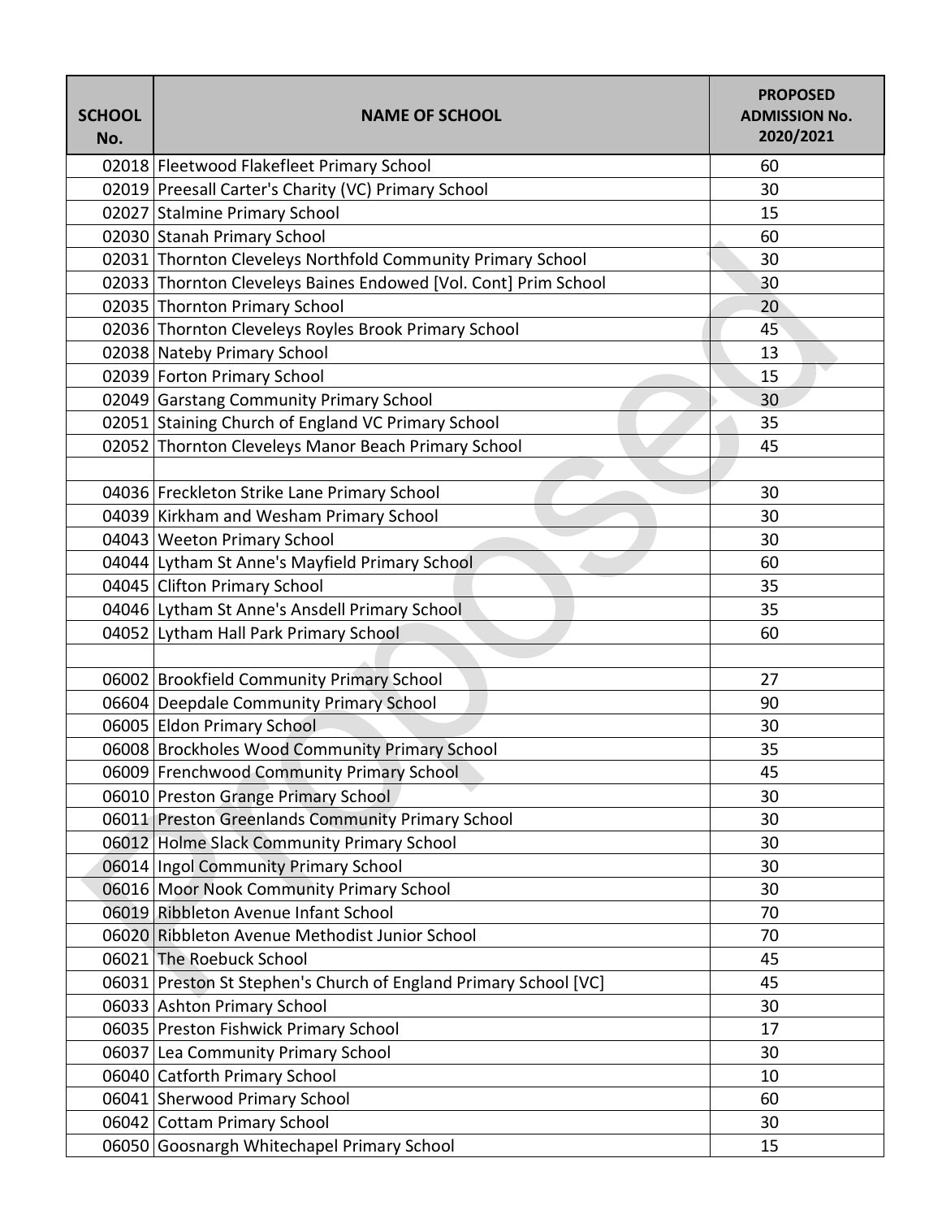| SCHOOL No. | NAME OF SCHOOL | PROPOSED ADMISSION No. 2020/2021 |
|---|---|---|
| 02018 | Fleetwood Flakefleet Primary School | 60 |
| 02019 | Preesall Carter's Charity (VC) Primary School | 30 |
| 02027 | Stalmine Primary School | 15 |
| 02030 | Stanah Primary School | 60 |
| 02031 | Thornton Cleveleys Northfold Community Primary School | 30 |
| 02033 | Thornton Cleveleys Baines Endowed [Vol. Cont] Prim School | 30 |
| 02035 | Thornton Primary School | 20 |
| 02036 | Thornton Cleveleys Royles Brook Primary School | 45 |
| 02038 | Nateby Primary School | 13 |
| 02039 | Forton Primary School | 15 |
| 02049 | Garstang Community Primary School | 30 |
| 02051 | Staining Church of England VC Primary School | 35 |
| 02052 | Thornton Cleveleys Manor Beach Primary School | 45 |
| | | |
| 04036 | Freckleton Strike Lane Primary School | 30 |
| 04039 | Kirkham and Wesham Primary School | 30 |
| 04043 | Weeton Primary School | 30 |
| 04044 | Lytham St Anne's Mayfield Primary School | 60 |
| 04045 | Clifton Primary School | 35 |
| 04046 | Lytham St Anne's Ansdell Primary School | 35 |
| 04052 | Lytham Hall Park Primary School | 60 |
| | | |
| 06002 | Brookfield Community Primary School | 27 |
| 06604 | Deepdale Community Primary School | 90 |
| 06005 | Eldon Primary School | 30 |
| 06008 | Brockholes Wood Community Primary School | 35 |
| 06009 | Frenchwood Community Primary School | 45 |
| 06010 | Preston Grange Primary School | 30 |
| 06011 | Preston Greenlands Community Primary School | 30 |
| 06012 | Holme Slack Community Primary School | 30 |
| 06014 | Ingol Community Primary School | 30 |
| 06016 | Moor Nook Community Primary School | 30 |
| 06019 | Ribbleton Avenue Infant School | 70 |
| 06020 | Ribbleton Avenue Methodist Junior School | 70 |
| 06021 | The Roebuck School | 45 |
| 06031 | Preston St Stephen's Church of England Primary School [VC] | 45 |
| 06033 | Ashton Primary School | 30 |
| 06035 | Preston Fishwick Primary School | 17 |
| 06037 | Lea Community Primary School | 30 |
| 06040 | Catforth Primary School | 10 |
| 06041 | Sherwood Primary School | 60 |
| 06042 | Cottam Primary School | 30 |
| 06050 | Goosnargh Whitechapel Primary School | 15 |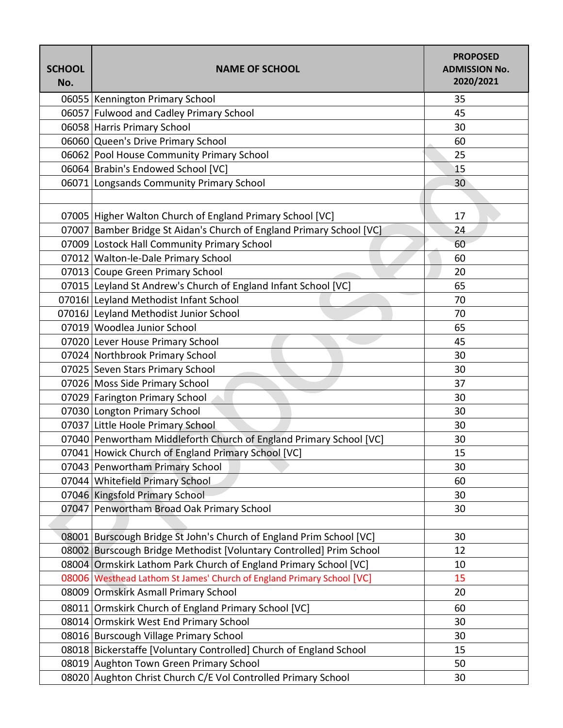| SCHOOL No. | NAME OF SCHOOL | PROPOSED ADMISSION No. 2020/2021 |
|---|---|---|
| 06055 | Kennington Primary School | 35 |
| 06057 | Fulwood and Cadley Primary School | 45 |
| 06058 | Harris Primary School | 30 |
| 06060 | Queen's Drive Primary School | 60 |
| 06062 | Pool House Community Primary School | 25 |
| 06064 | Brabin's Endowed School [VC] | 15 |
| 06071 | Longsands Community Primary School | 30 |
| | | |
| 07005 | Higher Walton Church of England Primary School [VC] | 17 |
| 07007 | Bamber Bridge St Aidan's Church of England Primary School [VC] | 24 |
| 07009 | Lostock Hall Community Primary School | 60 |
| 07012 | Walton-le-Dale Primary School | 60 |
| 07013 | Coupe Green Primary School | 20 |
| 07015 | Leyland St Andrew's Church of England Infant School [VC] | 65 |
| 07016I | Leyland Methodist Infant School | 70 |
| 07016J | Leyland Methodist Junior School | 70 |
| 07019 | Woodlea Junior School | 65 |
| 07020 | Lever House Primary School | 45 |
| 07024 | Northbrook Primary School | 30 |
| 07025 | Seven Stars Primary School | 30 |
| 07026 | Moss Side Primary School | 37 |
| 07029 | Farington Primary School | 30 |
| 07030 | Longton Primary School | 30 |
| 07037 | Little Hoole Primary School | 30 |
| 07040 | Penwortham Middleforth Church of England Primary School [VC] | 30 |
| 07041 | Howick Church of England Primary School [VC] | 15 |
| 07043 | Penwortham Primary School | 30 |
| 07044 | Whitefield Primary School | 60 |
| 07046 | Kingsfold Primary School | 30 |
| 07047 | Penwortham Broad Oak Primary School | 30 |
| | | |
| 08001 | Burscough Bridge St John's Church of England Prim School [VC] | 30 |
| 08002 | Burscough Bridge Methodist [Voluntary Controlled] Prim School | 12 |
| 08004 | Ormskirk Lathom Park Church of England Primary School [VC] | 10 |
| 08006 | Westhead Lathom St James' Church of England Primary School [VC] | 15 |
| 08009 | Ormskirk Asmall Primary School | 20 |
| 08011 | Ormskirk Church of England Primary School [VC] | 60 |
| 08014 | Ormskirk West End Primary School | 30 |
| 08016 | Burscough Village Primary School | 30 |
| 08018 | Bickerstaffe [Voluntary Controlled] Church of England School | 15 |
| 08019 | Aughton Town Green Primary School | 50 |
| 08020 | Aughton Christ Church C/E Vol Controlled Primary School | 30 |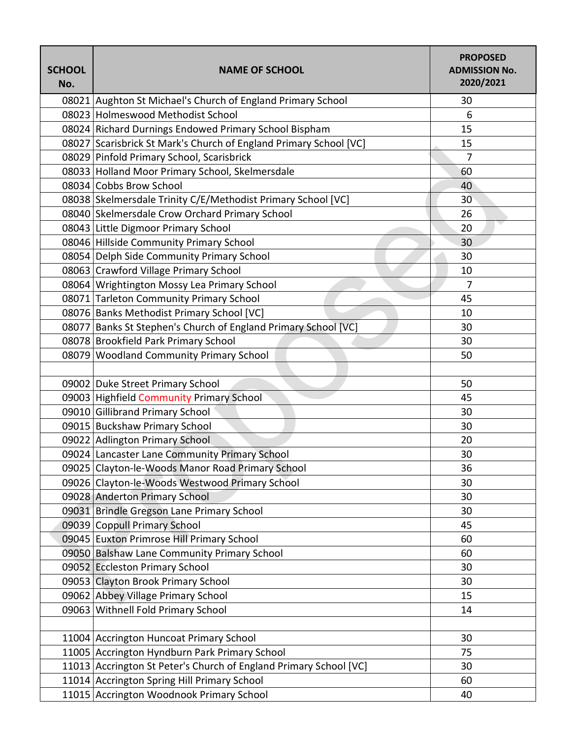| SCHOOL No. | NAME OF SCHOOL | PROPOSED ADMISSION No. 2020/2021 |
|---|---|---|
| 08021 | Aughton St Michael's Church of England Primary School | 30 |
| 08023 | Holmeswood Methodist School | 6 |
| 08024 | Richard Durnings Endowed Primary School Bispham | 15 |
| 08027 | Scarisbrick St Mark's Church of England Primary School [VC] | 15 |
| 08029 | Pinfold Primary School, Scarisbrick | 7 |
| 08033 | Holland Moor Primary School, Skelmersdale | 60 |
| 08034 | Cobbs Brow School | 40 |
| 08038 | Skelmersdale Trinity C/E/Methodist Primary School [VC] | 30 |
| 08040 | Skelmersdale Crow Orchard Primary School | 26 |
| 08043 | Little Digmoor Primary School | 20 |
| 08046 | Hillside Community Primary School | 30 |
| 08054 | Delph Side Community Primary School | 30 |
| 08063 | Crawford Village Primary School | 10 |
| 08064 | Wrightington Mossy Lea Primary School | 7 |
| 08071 | Tarleton Community Primary School | 45 |
| 08076 | Banks Methodist Primary School [VC] | 10 |
| 08077 | Banks St Stephen's Church of England Primary School [VC] | 30 |
| 08078 | Brookfield Park Primary School | 30 |
| 08079 | Woodland Community Primary School | 50 |
| | | |
| 09002 | Duke Street Primary School | 50 |
| 09003 | Highfield Community Primary School | 45 |
| 09010 | Gillibrand Primary School | 30 |
| 09015 | Buckshaw Primary School | 30 |
| 09022 | Adlington Primary School | 20 |
| 09024 | Lancaster Lane Community Primary School | 30 |
| 09025 | Clayton-le-Woods Manor Road Primary School | 36 |
| 09026 | Clayton-le-Woods Westwood Primary School | 30 |
| 09028 | Anderton Primary School | 30 |
| 09031 | Brindle Gregson Lane Primary School | 30 |
| 09039 | Coppull Primary School | 45 |
| 09045 | Euxton Primrose Hill Primary School | 60 |
| 09050 | Balshaw Lane Community Primary School | 60 |
| 09052 | Eccleston Primary School | 30 |
| 09053 | Clayton Brook Primary School | 30 |
| 09062 | Abbey Village Primary School | 15 |
| 09063 | Withnell Fold Primary School | 14 |
| | | |
| 11004 | Accrington Huncoat Primary School | 30 |
| 11005 | Accrington Hyndburn Park Primary School | 75 |
| 11013 | Accrington St Peter's Church of England Primary School [VC] | 30 |
| 11014 | Accrington Spring Hill Primary School | 60 |
| 11015 | Accrington Woodnook Primary School | 40 |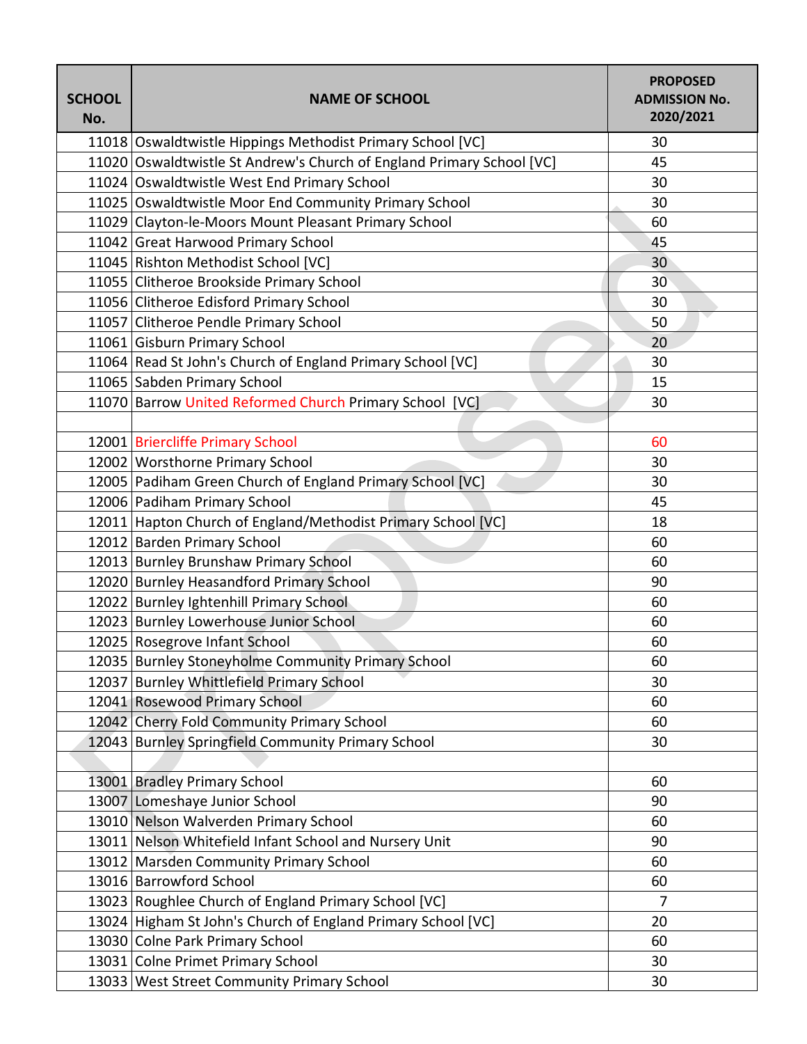| SCHOOL No. | NAME OF SCHOOL | PROPOSED ADMISSION No. 2020/2021 |
|---|---|---|
| 11018 | Oswaldtwistle Hippings Methodist Primary School [VC] | 30 |
| 11020 | Oswaldtwistle St Andrew's Church of England Primary School [VC] | 45 |
| 11024 | Oswaldtwistle West End Primary School | 30 |
| 11025 | Oswaldtwistle Moor End Community Primary School | 30 |
| 11029 | Clayton-le-Moors Mount Pleasant Primary School | 60 |
| 11042 | Great Harwood Primary School | 45 |
| 11045 | Rishton Methodist School [VC] | 30 |
| 11055 | Clitheroe Brookside Primary School | 30 |
| 11056 | Clitheroe Edisford Primary School | 30 |
| 11057 | Clitheroe Pendle Primary School | 50 |
| 11061 | Gisburn Primary School | 20 |
| 11064 | Read St John's Church of England Primary School [VC] | 30 |
| 11065 | Sabden Primary School | 15 |
| 11070 | Barrow United Reformed Church Primary School [VC] | 30 |
| | | |
| 12001 | Briercliffe Primary School | 60 |
| 12002 | Worsthorne Primary School | 30 |
| 12005 | Padiham Green Church of England Primary School [VC] | 30 |
| 12006 | Padiham Primary School | 45 |
| 12011 | Hapton Church of England/Methodist Primary School [VC] | 18 |
| 12012 | Barden Primary School | 60 |
| 12013 | Burnley Brunshaw Primary School | 60 |
| 12020 | Burnley Heasandford Primary School | 90 |
| 12022 | Burnley Ightenhill Primary School | 60 |
| 12023 | Burnley Lowerhouse Junior School | 60 |
| 12025 | Rosegrove Infant School | 60 |
| 12035 | Burnley Stoneyholme Community Primary School | 60 |
| 12037 | Burnley Whittlefield Primary School | 30 |
| 12041 | Rosewood Primary School | 60 |
| 12042 | Cherry Fold Community Primary School | 60 |
| 12043 | Burnley Springfield Community Primary School | 30 |
| | | |
| 13001 | Bradley Primary School | 60 |
| 13007 | Lomeshaye Junior School | 90 |
| 13010 | Nelson Walverden Primary School | 60 |
| 13011 | Nelson Whitefield Infant School and Nursery Unit | 90 |
| 13012 | Marsden Community Primary School | 60 |
| 13016 | Barrowford School | 60 |
| 13023 | Roughlee Church of England Primary School [VC] | 7 |
| 13024 | Higham St John's Church of England Primary School [VC] | 20 |
| 13030 | Colne Park Primary School | 60 |
| 13031 | Colne Primet Primary School | 30 |
| 13033 | West Street Community Primary School | 30 |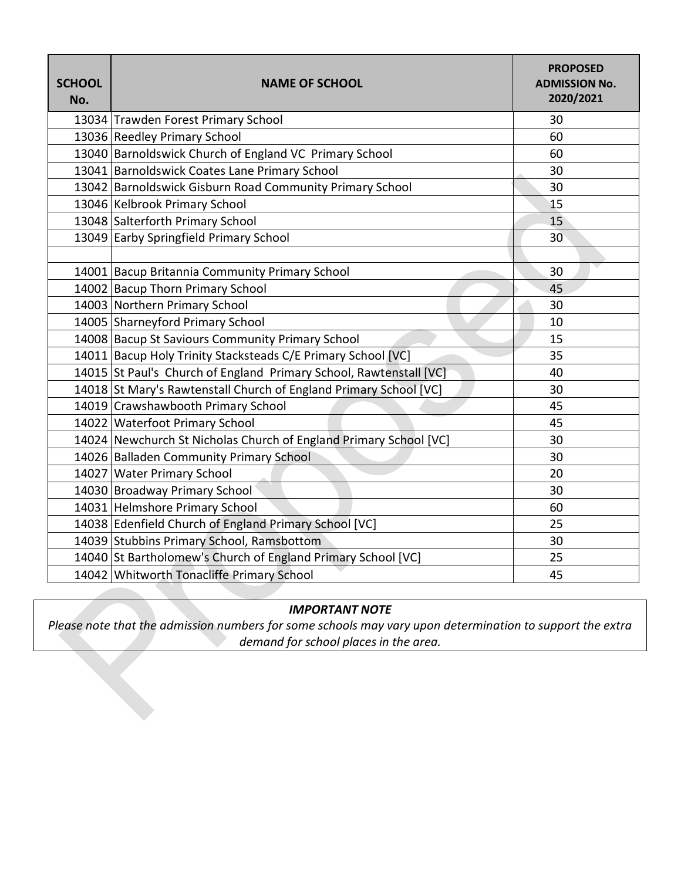| SCHOOL No. | NAME OF SCHOOL | PROPOSED ADMISSION No. 2020/2021 |
|---|---|---|
| 13034 | Trawden Forest Primary School | 30 |
| 13036 | Reedley Primary School | 60 |
| 13040 | Barnoldswick Church of England VC Primary School | 60 |
| 13041 | Barnoldswick Coates Lane Primary School | 30 |
| 13042 | Barnoldswick Gisburn Road Community Primary School | 30 |
| 13046 | Kelbrook Primary School | 15 |
| 13048 | Salterforth Primary School | 15 |
| 13049 | Earby Springfield Primary School | 30 |
| | | |
| 14001 | Bacup Britannia Community Primary School | 30 |
| 14002 | Bacup Thorn Primary School | 45 |
| 14003 | Northern Primary School | 30 |
| 14005 | Sharneyford Primary School | 10 |
| 14008 | Bacup St Saviours Community Primary School | 15 |
| 14011 | Bacup Holy Trinity Stacksteads C/E Primary School [VC] | 35 |
| 14015 | St Paul's Church of England Primary School, Rawtenstall [VC] | 40 |
| 14018 | St Mary's Rawtenstall Church of England Primary School [VC] | 30 |
| 14019 | Crawshawbooth Primary School | 45 |
| 14022 | Waterfoot Primary School | 45 |
| 14024 | Newchurch St Nicholas Church of England Primary School [VC] | 30 |
| 14026 | Balladen Community Primary School | 30 |
| 14027 | Water Primary School | 20 |
| 14030 | Broadway Primary School | 30 |
| 14031 | Helmshore Primary School | 60 |
| 14038 | Edenfield Church of England Primary School [VC] | 25 |
| 14039 | Stubbins Primary School, Ramsbottom | 30 |
| 14040 | St Bartholomew's Church of England Primary School [VC] | 25 |
| 14042 | Whitworth Tonacliffe Primary School | 45 |

***IMPORTANT NOTE***

*Please note that the admission numbers for some schools may vary upon determination to support the extra demand for school places in the area.*